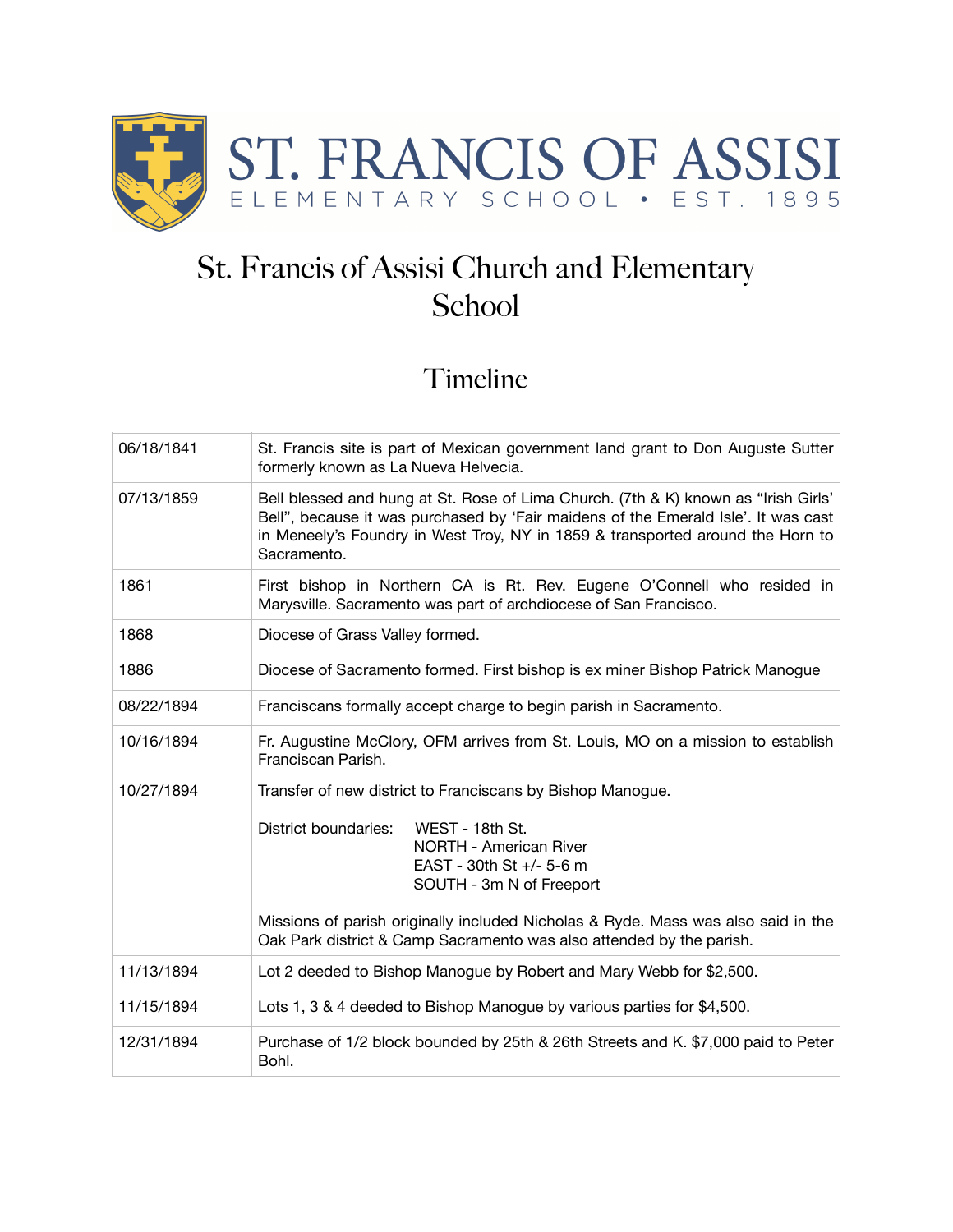# ST. FRANCIS OF ASSISI

ELEMENTARY SCHOOL • EST. 1895

# St. Francis of Assisi Church and Elementary School

## Timeline

| Date | Event |
| --- | --- |
| 06/18/1841 | St. Francis site is part of Mexican government land grant to Don Auguste Sutter formerly known as La Nueva Helvecia. |
| 07/13/1859 | Bell blessed and hung at St. Rose of Lima Church. (7th & K) known as "Irish Girls' Bell", because it was purchased by 'Fair maidens of the Emerald Isle'. It was cast in Meneely's Foundry in West Troy, NY in 1859 & transported around the Horn to Sacramento. |
| 1861 | First bishop in Northern CA is Rt. Rev. Eugene O'Connell who resided in Marysville. Sacramento was part of archdiocese of San Francisco. |
| 1868 | Diocese of Grass Valley formed. |
| 1886 | Diocese of Sacramento formed. First bishop is ex miner Bishop Patrick Manogue |
| 08/22/1894 | Franciscans formally accept charge to begin parish in Sacramento. |
| 10/16/1894 | Fr. Augustine McClory, OFM arrives from St. Louis, MO on a mission to establish Franciscan Parish. |
| 10/27/1894 | Transfer of new district to Franciscans by Bishop Manogue.<br><br>District boundaries: WEST - 18th St.; NORTH - American River; EAST - 30th St +/- 5-6 m; SOUTH - 3m N of Freeport<br><br>Missions of parish originally included Nicholas & Ryde. Mass was also said in the Oak Park district & Camp Sacramento was also attended by the parish. |
| 11/13/1894 | Lot 2 deeded to Bishop Manogue by Robert and Mary Webb for $2,500. |
| 11/15/1894 | Lots 1, 3 & 4 deeded to Bishop Manogue by various parties for $4,500. |
| 12/31/1894 | Purchase of 1/2 block bounded by 25th & 26th Streets and K. $7,000 paid to Peter Bohl. |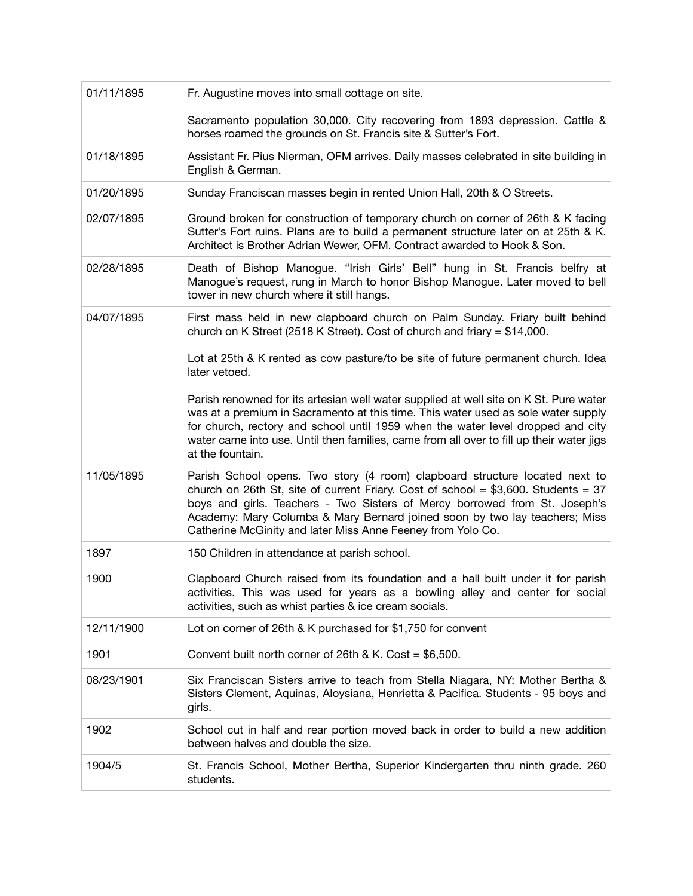| | |
|---|---|
| 01/11/1895 | Fr. Augustine moves into small cottage on site.<br><br>Sacramento population 30,000. City recovering from 1893 depression. Cattle & horses roamed the grounds on St. Francis site & Sutter's Fort. |
| 01/18/1895 | Assistant Fr. Pius Nierman, OFM arrives. Daily masses celebrated in site building in English & German. |
| 01/20/1895 | Sunday Franciscan masses begin in rented Union Hall, 20th & O Streets. |
| 02/07/1895 | Ground broken for construction of temporary church on corner of 26th & K facing Sutter's Fort ruins. Plans are to build a permanent structure later on at 25th & K. Architect is Brother Adrian Wewer, OFM. Contract awarded to Hook & Son. |
| 02/28/1895 | Death of Bishop Manogue. "Irish Girls' Bell" hung in St. Francis belfry at Manogue's request, rung in March to honor Bishop Manogue. Later moved to bell tower in new church where it still hangs. |
| 04/07/1895 | First mass held in new clapboard church on Palm Sunday. Friary built behind church on K Street (2518 K Street). Cost of church and friary = $14,000.<br><br>Lot at 25th & K rented as cow pasture/to be site of future permanent church. Idea later vetoed.<br><br>Parish renowned for its artesian well water supplied at well site on K St. Pure water was at a premium in Sacramento at this time. This water used as sole water supply for church, rectory and school until 1959 when the water level dropped and city water came into use. Until then families, came from all over to fill up their water jigs at the fountain. |
| 11/05/1895 | Parish School opens. Two story (4 room) clapboard structure located next to church on 26th St, site of current Friary. Cost of school = $3,600. Students = 37 boys and girls. Teachers - Two Sisters of Mercy borrowed from St. Joseph's Academy: Mary Columba & Mary Bernard joined soon by two lay teachers; Miss Catherine McGinity and later Miss Anne Feeney from Yolo Co. |
| 1897 | 150 Children in attendance at parish school. |
| 1900 | Clapboard Church raised from its foundation and a hall built under it for parish activities. This was used for years as a bowling alley and center for social activities, such as whist parties & ice cream socials. |
| 12/11/1900 | Lot on corner of 26th & K purchased for $1,750 for convent |
| 1901 | Convent built north corner of 26th & K. Cost = $6,500. |
| 08/23/1901 | Six Franciscan Sisters arrive to teach from Stella Niagara, NY: Mother Bertha & Sisters Clement, Aquinas, Aloysiana, Henrietta & Pacifica. Students - 95 boys and girls. |
| 1902 | School cut in half and rear portion moved back in order to build a new addition between halves and double the size. |
| 1904/5 | St. Francis School, Mother Bertha, Superior Kindergarten thru ninth grade. 260 students. |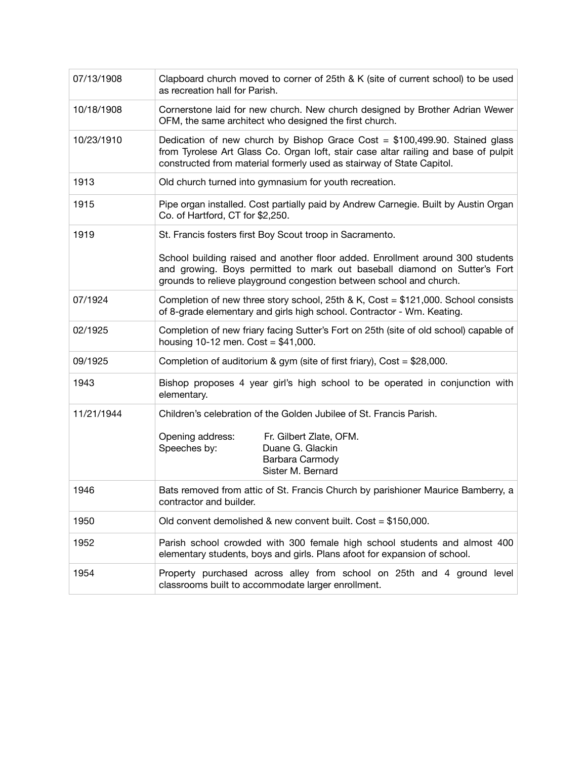| | |
|---|---|
| 07/13/1908 | Clapboard church moved to corner of 25th & K (site of current school) to be used as recreation hall for Parish. |
| 10/18/1908 | Cornerstone laid for new church. New church designed by Brother Adrian Wewer OFM, the same architect who designed the first church. |
| 10/23/1910 | Dedication of new church by Bishop Grace Cost = $100,499.90. Stained glass from Tyrolese Art Glass Co. Organ loft, stair case altar railing and base of pulpit constructed from material formerly used as stairway of State Capitol. |
| 1913 | Old church turned into gymnasium for youth recreation. |
| 1915 | Pipe organ installed. Cost partially paid by Andrew Carnegie. Built by Austin Organ Co. of Hartford, CT for $2,250. |
| 1919 | St. Francis fosters first Boy Scout troop in Sacramento.<br><br>School building raised and another floor added. Enrollment around 300 students and growing. Boys permitted to mark out baseball diamond on Sutter's Fort grounds to relieve playground congestion between school and church. |
| 07/1924 | Completion of new three story school, 25th & K, Cost = $121,000. School consists of 8-grade elementary and girls high school. Contractor - Wm. Keating. |
| 02/1925 | Completion of new friary facing Sutter's Fort on 25th (site of old school) capable of housing 10-12 men. Cost = $41,000. |
| 09/1925 | Completion of auditorium & gym (site of first friary), Cost = $28,000. |
| 1943 | Bishop proposes 4 year girl's high school to be operated in conjunction with elementary. |
| 11/21/1944 | Children's celebration of the Golden Jubilee of St. Francis Parish.<br><br>Opening address: Fr. Gilbert Zlate, OFM.<br>Speeches by: Duane G. Glackin<br>Barbara Carmody<br>Sister M. Bernard |
| 1946 | Bats removed from attic of St. Francis Church by parishioner Maurice Bamberry, a contractor and builder. |
| 1950 | Old convent demolished & new convent built. Cost = $150,000. |
| 1952 | Parish school crowded with 300 female high school students and almost 400 elementary students, boys and girls. Plans afoot for expansion of school. |
| 1954 | Property purchased across alley from school on 25th and 4 ground level classrooms built to accommodate larger enrollment. |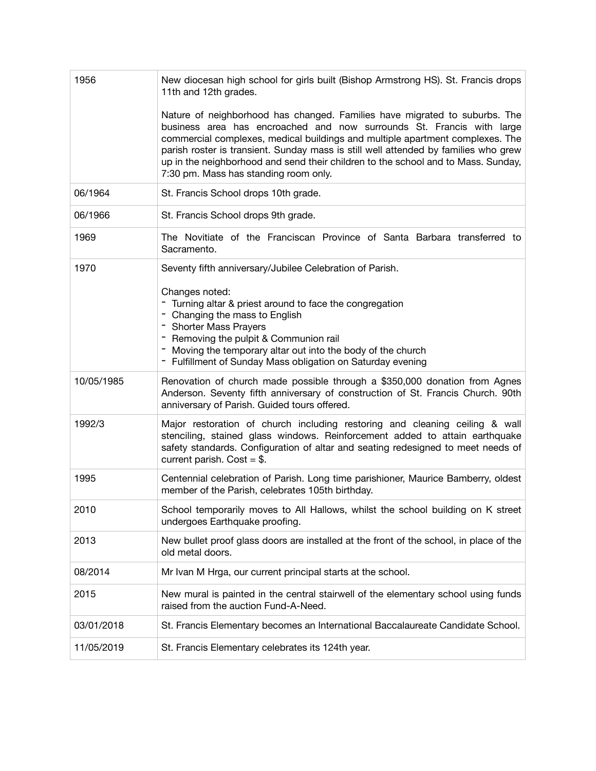| | |
|---|---|
| 1956 | New diocesan high school for girls built (Bishop Armstrong HS). St. Francis drops 11th and 12th grades.<br><br>Nature of neighborhood has changed. Families have migrated to suburbs. The business area has encroached and now surrounds St. Francis with large commercial complexes, medical buildings and multiple apartment complexes. The parish roster is transient. Sunday mass is still well attended by families who grew up in the neighborhood and send their children to the school and to Mass. Sunday, 7:30 pm. Mass has standing room only. |
| 06/1964 | St. Francis School drops 10th grade. |
| 06/1966 | St. Francis School drops 9th grade. |
| 1969 | The Novitiate of the Franciscan Province of Santa Barbara transferred to Sacramento. |
| 1970 | Seventy fifth anniversary/Jubilee Celebration of Parish.<br><br>Changes noted:<br>- Turning altar & priest around to face the congregation<br>- Changing the mass to English<br>- Shorter Mass Prayers<br>- Removing the pulpit & Communion rail<br>- Moving the temporary altar out into the body of the church<br>- Fulfillment of Sunday Mass obligation on Saturday evening |
| 10/05/1985 | Renovation of church made possible through a $350,000 donation from Agnes Anderson. Seventy fifth anniversary of construction of St. Francis Church. 90th anniversary of Parish. Guided tours offered. |
| 1992/3 | Major restoration of church including restoring and cleaning ceiling & wall stenciling, stained glass windows. Reinforcement added to attain earthquake safety standards. Configuration of altar and seating redesigned to meet needs of current parish. Cost = $. |
| 1995 | Centennial celebration of Parish. Long time parishioner, Maurice Bamberry, oldest member of the Parish, celebrates 105th birthday. |
| 2010 | School temporarily moves to All Hallows, whilst the school building on K street undergoes Earthquake proofing. |
| 2013 | New bullet proof glass doors are installed at the front of the school, in place of the old metal doors. |
| 08/2014 | Mr Ivan M Hrga, our current principal starts at the school. |
| 2015 | New mural is painted in the central stairwell of the elementary school using funds raised from the auction Fund-A-Need. |
| 03/01/2018 | St. Francis Elementary becomes an International Baccalaureate Candidate School. |
| 11/05/2019 | St. Francis Elementary celebrates its 124th year. |